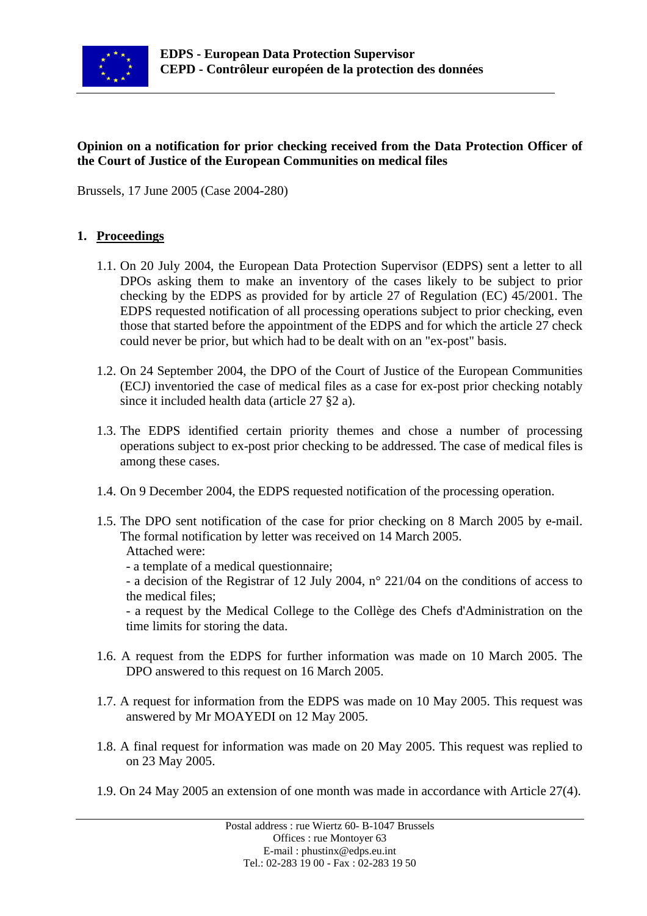**EDPS - European Data Protection Supervisor**
**CEPD - Contrôleur européen de la protection des données**

**Opinion on a notification for prior checking received from the Data Protection Officer of the Court of Justice of the European Communities on medical files**

Brussels, 17 June 2005 (Case 2004-280)

## 1. Proceedings

1.1. On 20 July 2004, the European Data Protection Supervisor (EDPS) sent a letter to all DPOs asking them to make an inventory of the cases likely to be subject to prior checking by the EDPS as provided for by article 27 of Regulation (EC) 45/2001. The EDPS requested notification of all processing operations subject to prior checking, even those that started before the appointment of the EDPS and for which the article 27 check could never be prior, but which had to be dealt with on an "ex-post" basis.

1.2. On 24 September 2004, the DPO of the Court of Justice of the European Communities (ECJ) inventoried the case of medical files as a case for ex-post prior checking notably since it included health data (article 27 §2 a).

1.3. The EDPS identified certain priority themes and chose a number of processing operations subject to ex-post prior checking to be addressed. The case of medical files is among these cases.

1.4. On 9 December 2004, the EDPS requested notification of the processing operation.

1.5. The DPO sent notification of the case for prior checking on 8 March 2005 by e-mail. The formal notification by letter was received on 14 March 2005.
Attached were:
- a template of a medical questionnaire;
- a decision of the Registrar of 12 July 2004, n° 221/04 on the conditions of access to the medical files;
- a request by the Medical College to the Collège des Chefs d'Administration on the time limits for storing the data.

1.6. A request from the EDPS for further information was made on 10 March 2005. The DPO answered to this request on 16 March 2005.

1.7. A request for information from the EDPS was made on 10 May 2005. This request was answered by Mr MOAYEDI on 12 May 2005.

1.8. A final request for information was made on 20 May 2005. This request was replied to on 23 May 2005.

1.9. On 24 May 2005 an extension of one month was made in accordance with Article 27(4).

Postal address : rue Wiertz 60- B-1047 Brussels
Offices : rue Montoyer 63
E-mail : phustinx@edps.eu.int
Tel.: 02-283 19 00 - Fax : 02-283 19 50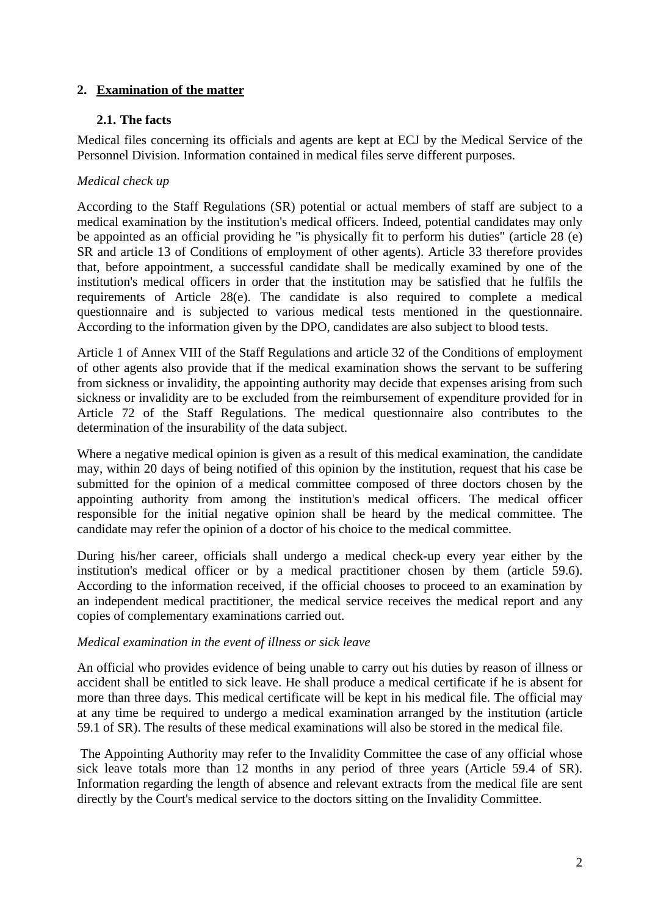## 2. Examination of the matter

### 2.1. The facts

Medical files concerning its officials and agents are kept at ECJ by the Medical Service of the Personnel Division. Information contained in medical files serve different purposes.

*Medical check up*

According to the Staff Regulations (SR) potential or actual members of staff are subject to a medical examination by the institution's medical officers. Indeed, potential candidates may only be appointed as an official providing he "is physically fit to perform his duties" (article 28 (e) SR and article 13 of Conditions of employment of other agents). Article 33 therefore provides that, before appointment, a successful candidate shall be medically examined by one of the institution's medical officers in order that the institution may be satisfied that he fulfils the requirements of Article 28(e). The candidate is also required to complete a medical questionnaire and is subjected to various medical tests mentioned in the questionnaire. According to the information given by the DPO, candidates are also subject to blood tests.

Article 1 of Annex VIII of the Staff Regulations and article 32 of the Conditions of employment of other agents also provide that if the medical examination shows the servant to be suffering from sickness or invalidity, the appointing authority may decide that expenses arising from such sickness or invalidity are to be excluded from the reimbursement of expenditure provided for in Article 72 of the Staff Regulations. The medical questionnaire also contributes to the determination of the insurability of the data subject.

Where a negative medical opinion is given as a result of this medical examination, the candidate may, within 20 days of being notified of this opinion by the institution, request that his case be submitted for the opinion of a medical committee composed of three doctors chosen by the appointing authority from among the institution's medical officers. The medical officer responsible for the initial negative opinion shall be heard by the medical committee. The candidate may refer the opinion of a doctor of his choice to the medical committee.

During his/her career, officials shall undergo a medical check-up every year either by the institution's medical officer or by a medical practitioner chosen by them (article 59.6). According to the information received, if the official chooses to proceed to an examination by an independent medical practitioner, the medical service receives the medical report and any copies of complementary examinations carried out.

*Medical examination in the event of illness or sick leave*

An official who provides evidence of being unable to carry out his duties by reason of illness or accident shall be entitled to sick leave. He shall produce a medical certificate if he is absent for more than three days. This medical certificate will be kept in his medical file. The official may at any time be required to undergo a medical examination arranged by the institution (article 59.1 of SR). The results of these medical examinations will also be stored in the medical file.

The Appointing Authority may refer to the Invalidity Committee the case of any official whose sick leave totals more than 12 months in any period of three years (Article 59.4 of SR). Information regarding the length of absence and relevant extracts from the medical file are sent directly by the Court's medical service to the doctors sitting on the Invalidity Committee.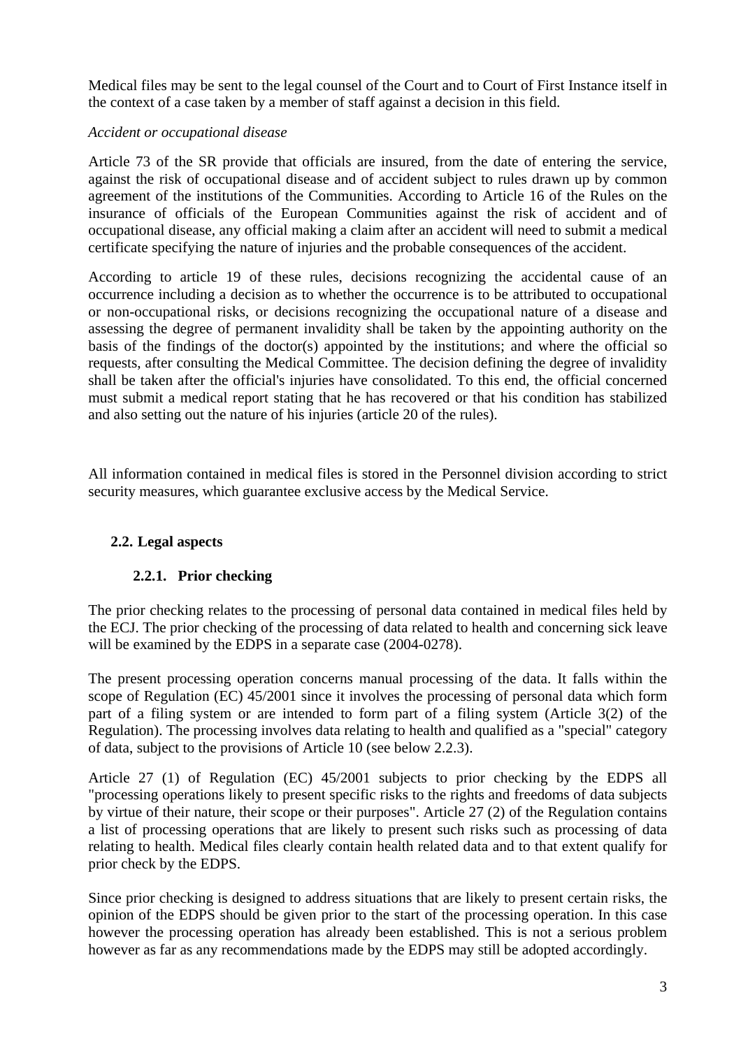Medical files may be sent to the legal counsel of the Court and to Court of First Instance itself in the context of a case taken by a member of staff against a decision in this field.

*Accident or occupational disease*

Article 73 of the SR provide that officials are insured, from the date of entering the service, against the risk of occupational disease and of accident subject to rules drawn up by common agreement of the institutions of the Communities. According to Article 16 of the Rules on the insurance of officials of the European Communities against the risk of accident and of occupational disease, any official making a claim after an accident will need to submit a medical certificate specifying the nature of injuries and the probable consequences of the accident.

According to article 19 of these rules, decisions recognizing the accidental cause of an occurrence including a decision as to whether the occurrence is to be attributed to occupational or non-occupational risks, or decisions recognizing the occupational nature of a disease and assessing the degree of permanent invalidity shall be taken by the appointing authority on the basis of the findings of the doctor(s) appointed by the institutions; and where the official so requests, after consulting the Medical Committee. The decision defining the degree of invalidity shall be taken after the official's injuries have consolidated. To this end, the official concerned must submit a medical report stating that he has recovered or that his condition has stabilized and also setting out the nature of his injuries (article 20 of the rules).

All information contained in medical files is stored in the Personnel division according to strict security measures, which guarantee exclusive access by the Medical Service.

## 2.2. Legal aspects

### 2.2.1. Prior checking

The prior checking relates to the processing of personal data contained in medical files held by the ECJ. The prior checking of the processing of data related to health and concerning sick leave will be examined by the EDPS in a separate case (2004-0278).

The present processing operation concerns manual processing of the data. It falls within the scope of Regulation (EC) 45/2001 since it involves the processing of personal data which form part of a filing system or are intended to form part of a filing system (Article 3(2) of the Regulation). The processing involves data relating to health and qualified as a "special" category of data, subject to the provisions of Article 10 (see below 2.2.3).

Article 27 (1) of Regulation (EC) 45/2001 subjects to prior checking by the EDPS all "processing operations likely to present specific risks to the rights and freedoms of data subjects by virtue of their nature, their scope or their purposes". Article 27 (2) of the Regulation contains a list of processing operations that are likely to present such risks such as processing of data relating to health. Medical files clearly contain health related data and to that extent qualify for prior check by the EDPS.

Since prior checking is designed to address situations that are likely to present certain risks, the opinion of the EDPS should be given prior to the start of the processing operation. In this case however the processing operation has already been established. This is not a serious problem however as far as any recommendations made by the EDPS may still be adopted accordingly.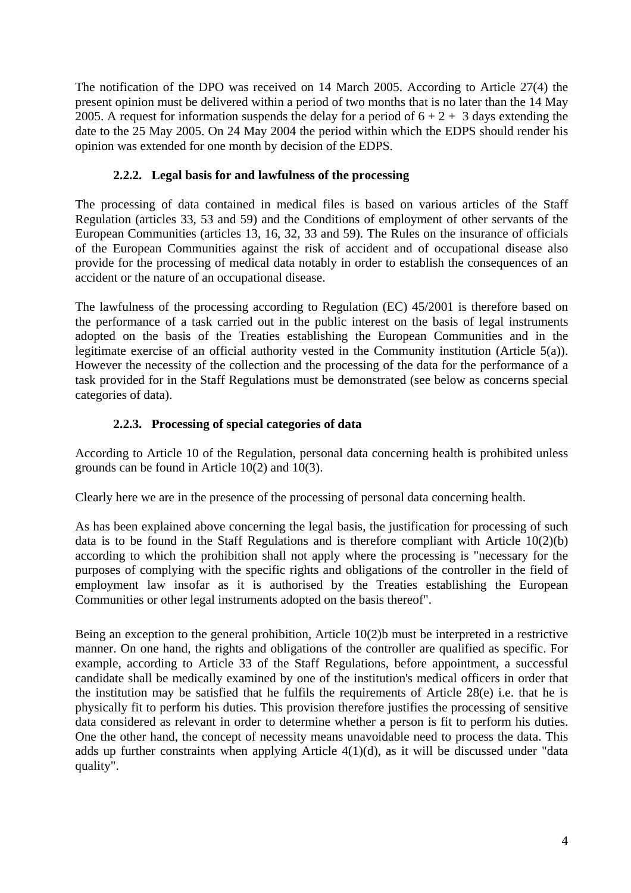The notification of the DPO was received on 14 March 2005. According to Article 27(4) the present opinion must be delivered within a period of two months that is no later than the 14 May 2005. A request for information suspends the delay for a period of 6 + 2 + 3 days extending the date to the 25 May 2005. On 24 May 2004 the period within which the EDPS should render his opinion was extended for one month by decision of the EDPS.

### 2.2.2. Legal basis for and lawfulness of the processing

The processing of data contained in medical files is based on various articles of the Staff Regulation (articles 33, 53 and 59) and the Conditions of employment of other servants of the European Communities (articles 13, 16, 32, 33 and 59). The Rules on the insurance of officials of the European Communities against the risk of accident and of occupational disease also provide for the processing of medical data notably in order to establish the consequences of an accident or the nature of an occupational disease.

The lawfulness of the processing according to Regulation (EC) 45/2001 is therefore based on the performance of a task carried out in the public interest on the basis of legal instruments adopted on the basis of the Treaties establishing the European Communities and in the legitimate exercise of an official authority vested in the Community institution (Article 5(a)). However the necessity of the collection and the processing of the data for the performance of a task provided for in the Staff Regulations must be demonstrated (see below as concerns special categories of data).

### 2.2.3. Processing of special categories of data

According to Article 10 of the Regulation, personal data concerning health is prohibited unless grounds can be found in Article 10(2) and 10(3).

Clearly here we are in the presence of the processing of personal data concerning health.

As has been explained above concerning the legal basis, the justification for processing of such data is to be found in the Staff Regulations and is therefore compliant with Article 10(2)(b) according to which the prohibition shall not apply where the processing is "necessary for the purposes of complying with the specific rights and obligations of the controller in the field of employment law insofar as it is authorised by the Treaties establishing the European Communities or other legal instruments adopted on the basis thereof".

Being an exception to the general prohibition, Article 10(2)b must be interpreted in a restrictive manner. On one hand, the rights and obligations of the controller are qualified as specific. For example, according to Article 33 of the Staff Regulations, before appointment, a successful candidate shall be medically examined by one of the institution's medical officers in order that the institution may be satisfied that he fulfils the requirements of Article 28(e) i.e. that he is physically fit to perform his duties. This provision therefore justifies the processing of sensitive data considered as relevant in order to determine whether a person is fit to perform his duties. One the other hand, the concept of necessity means unavoidable need to process the data. This adds up further constraints when applying Article 4(1)(d), as it will be discussed under "data quality".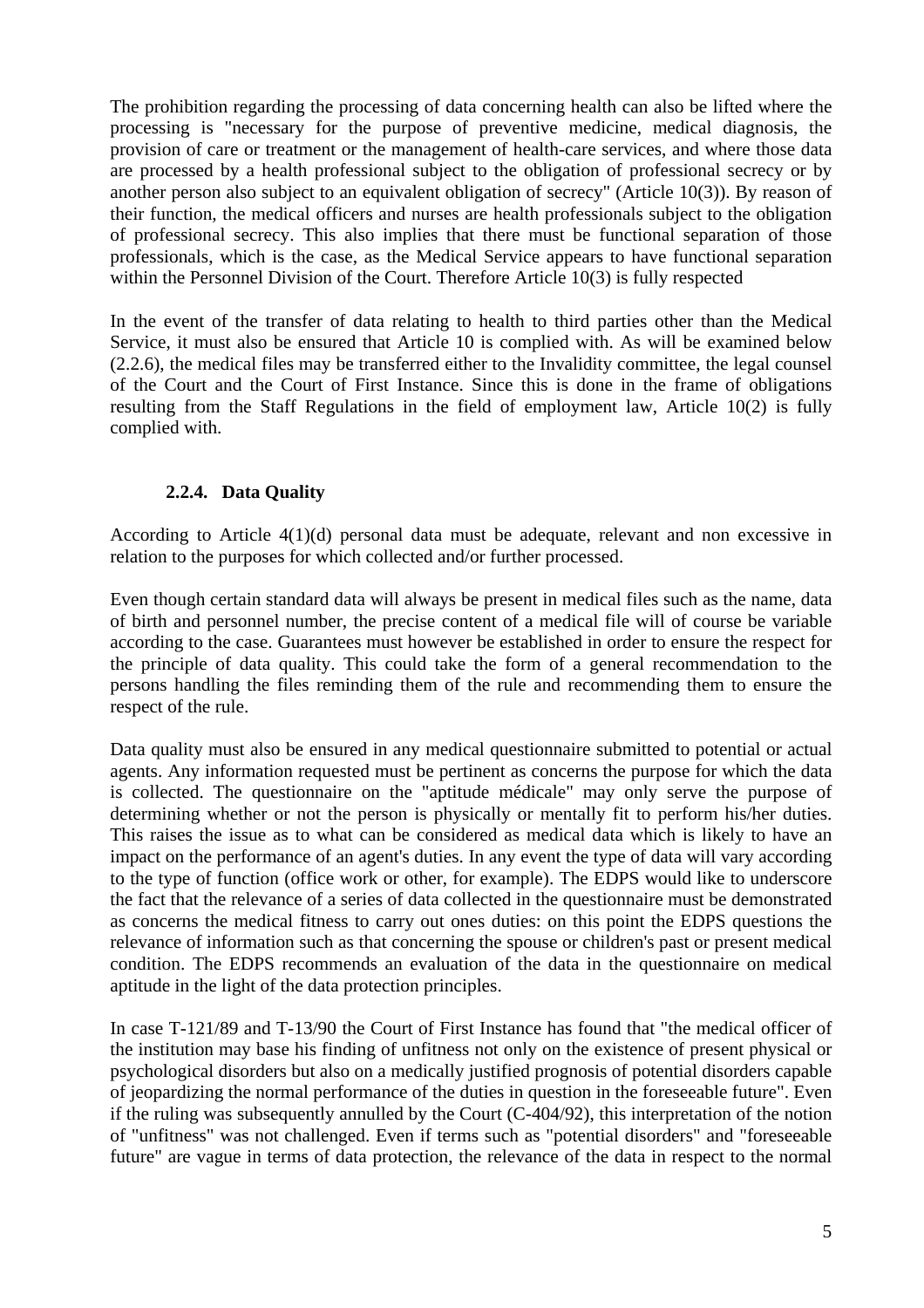The prohibition regarding the processing of data concerning health can also be lifted where the processing is "necessary for the purpose of preventive medicine, medical diagnosis, the provision of care or treatment or the management of health-care services, and where those data are processed by a health professional subject to the obligation of professional secrecy or by another person also subject to an equivalent obligation of secrecy" (Article 10(3)). By reason of their function, the medical officers and nurses are health professionals subject to the obligation of professional secrecy. This also implies that there must be functional separation of those professionals, which is the case, as the Medical Service appears to have functional separation within the Personnel Division of the Court. Therefore Article 10(3) is fully respected

In the event of the transfer of data relating to health to third parties other than the Medical Service, it must also be ensured that Article 10 is complied with. As will be examined below (2.2.6), the medical files may be transferred either to the Invalidity committee, the legal counsel of the Court and the Court of First Instance. Since this is done in the frame of obligations resulting from the Staff Regulations in the field of employment law, Article 10(2) is fully complied with.

### 2.2.4. Data Quality

According to Article 4(1)(d) personal data must be adequate, relevant and non excessive in relation to the purposes for which collected and/or further processed.

Even though certain standard data will always be present in medical files such as the name, data of birth and personnel number, the precise content of a medical file will of course be variable according to the case. Guarantees must however be established in order to ensure the respect for the principle of data quality. This could take the form of a general recommendation to the persons handling the files reminding them of the rule and recommending them to ensure the respect of the rule.

Data quality must also be ensured in any medical questionnaire submitted to potential or actual agents. Any information requested must be pertinent as concerns the purpose for which the data is collected. The questionnaire on the "aptitude médicale" may only serve the purpose of determining whether or not the person is physically or mentally fit to perform his/her duties. This raises the issue as to what can be considered as medical data which is likely to have an impact on the performance of an agent's duties. In any event the type of data will vary according to the type of function (office work or other, for example). The EDPS would like to underscore the fact that the relevance of a series of data collected in the questionnaire must be demonstrated as concerns the medical fitness to carry out ones duties: on this point the EDPS questions the relevance of information such as that concerning the spouse or children's past or present medical condition. The EDPS recommends an evaluation of the data in the questionnaire on medical aptitude in the light of the data protection principles.

In case T-121/89 and T-13/90 the Court of First Instance has found that "the medical officer of the institution may base his finding of unfitness not only on the existence of present physical or psychological disorders but also on a medically justified prognosis of potential disorders capable of jeopardizing the normal performance of the duties in question in the foreseeable future". Even if the ruling was subsequently annulled by the Court (C-404/92), this interpretation of the notion of "unfitness" was not challenged. Even if terms such as "potential disorders" and "foreseeable future" are vague in terms of data protection, the relevance of the data in respect to the normal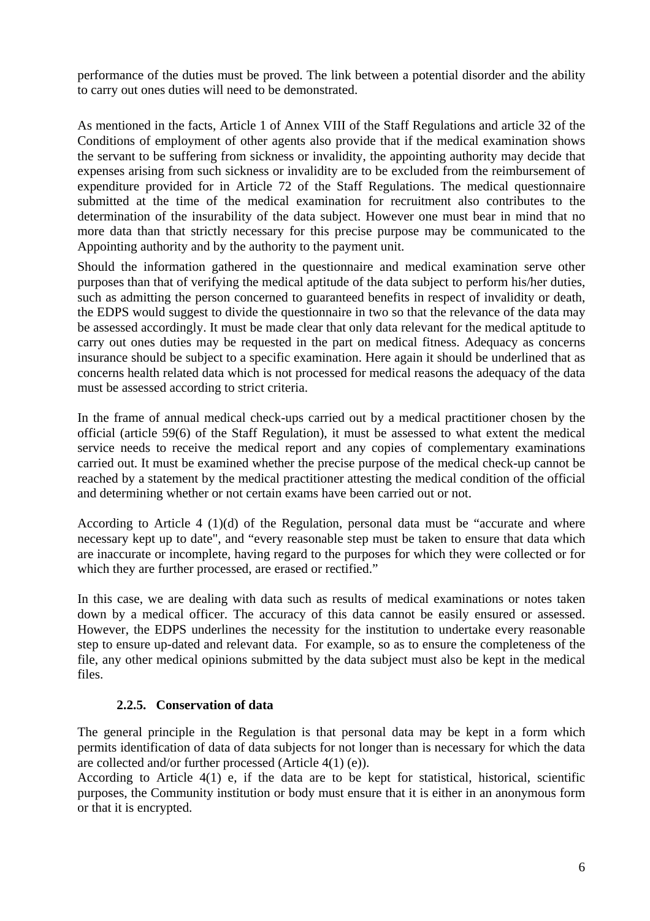performance of the duties must be proved. The link between a potential disorder and the ability to carry out ones duties will need to be demonstrated.

As mentioned in the facts, Article 1 of Annex VIII of the Staff Regulations and article 32 of the Conditions of employment of other agents also provide that if the medical examination shows the servant to be suffering from sickness or invalidity, the appointing authority may decide that expenses arising from such sickness or invalidity are to be excluded from the reimbursement of expenditure provided for in Article 72 of the Staff Regulations. The medical questionnaire submitted at the time of the medical examination for recruitment also contributes to the determination of the insurability of the data subject. However one must bear in mind that no more data than that strictly necessary for this precise purpose may be communicated to the Appointing authority and by the authority to the payment unit.

Should the information gathered in the questionnaire and medical examination serve other purposes than that of verifying the medical aptitude of the data subject to perform his/her duties, such as admitting the person concerned to guaranteed benefits in respect of invalidity or death, the EDPS would suggest to divide the questionnaire in two so that the relevance of the data may be assessed accordingly. It must be made clear that only data relevant for the medical aptitude to carry out ones duties may be requested in the part on medical fitness. Adequacy as concerns insurance should be subject to a specific examination. Here again it should be underlined that as concerns health related data which is not processed for medical reasons the adequacy of the data must be assessed according to strict criteria.

In the frame of annual medical check-ups carried out by a medical practitioner chosen by the official (article 59(6) of the Staff Regulation), it must be assessed to what extent the medical service needs to receive the medical report and any copies of complementary examinations carried out. It must be examined whether the precise purpose of the medical check-up cannot be reached by a statement by the medical practitioner attesting the medical condition of the official and determining whether or not certain exams have been carried out or not.

According to Article 4 (1)(d) of the Regulation, personal data must be "accurate and where necessary kept up to date", and "every reasonable step must be taken to ensure that data which are inaccurate or incomplete, having regard to the purposes for which they were collected or for which they are further processed, are erased or rectified."

In this case, we are dealing with data such as results of medical examinations or notes taken down by a medical officer. The accuracy of this data cannot be easily ensured or assessed. However, the EDPS underlines the necessity for the institution to undertake every reasonable step to ensure up-dated and relevant data. For example, so as to ensure the completeness of the file, any other medical opinions submitted by the data subject must also be kept in the medical files.

#### 2.2.5. Conservation of data

The general principle in the Regulation is that personal data may be kept in a form which permits identification of data of data subjects for not longer than is necessary for which the data are collected and/or further processed (Article 4(1) (e)).
According to Article 4(1) e, if the data are to be kept for statistical, historical, scientific purposes, the Community institution or body must ensure that it is either in an anonymous form or that it is encrypted.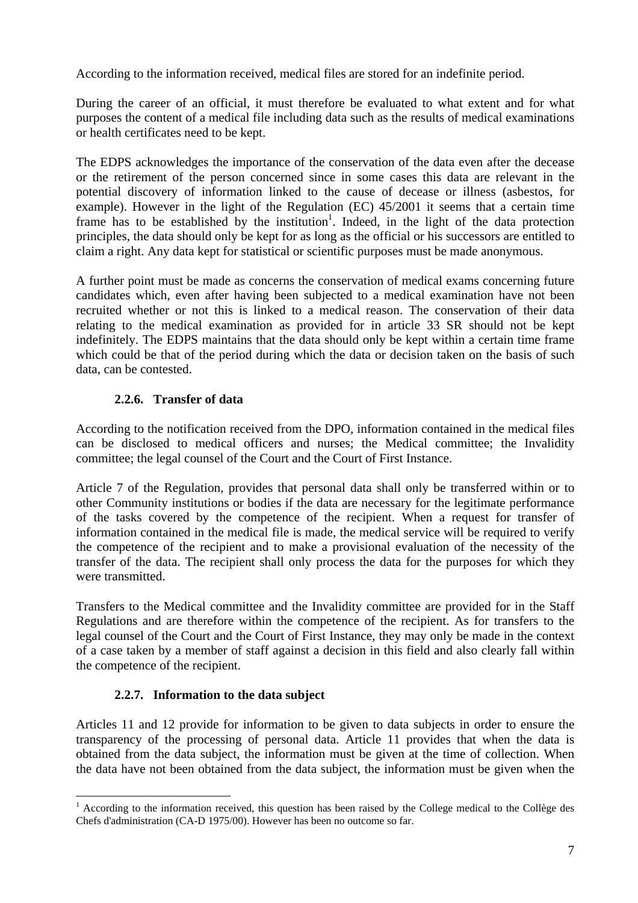According to the information received, medical files are stored for an indefinite period.

During the career of an official, it must therefore be evaluated to what extent and for what purposes the content of a medical file including data such as the results of medical examinations or health certificates need to be kept.

The EDPS acknowledges the importance of the conservation of the data even after the decease or the retirement of the person concerned since in some cases this data are relevant in the potential discovery of information linked to the cause of decease or illness (asbestos, for example). However in the light of the Regulation (EC) 45/2001 it seems that a certain time frame has to be established by the institution[1]. Indeed, in the light of the data protection principles, the data should only be kept for as long as the official or his successors are entitled to claim a right. Any data kept for statistical or scientific purposes must be made anonymous.

A further point must be made as concerns the conservation of medical exams concerning future candidates which, even after having been subjected to a medical examination have not been recruited whether or not this is linked to a medical reason. The conservation of their data relating to the medical examination as provided for in article 33 SR should not be kept indefinitely. The EDPS maintains that the data should only be kept within a certain time frame which could be that of the period during which the data or decision taken on the basis of such data, can be contested.

#### 2.2.6. Transfer of data

According to the notification received from the DPO, information contained in the medical files can be disclosed to medical officers and nurses; the Medical committee; the Invalidity committee; the legal counsel of the Court and the Court of First Instance.

Article 7 of the Regulation, provides that personal data shall only be transferred within or to other Community institutions or bodies if the data are necessary for the legitimate performance of the tasks covered by the competence of the recipient. When a request for transfer of information contained in the medical file is made, the medical service will be required to verify the competence of the recipient and to make a provisional evaluation of the necessity of the transfer of the data. The recipient shall only process the data for the purposes for which they were transmitted.

Transfers to the Medical committee and the Invalidity committee are provided for in the Staff Regulations and are therefore within the competence of the recipient. As for transfers to the legal counsel of the Court and the Court of First Instance, they may only be made in the context of a case taken by a member of staff against a decision in this field and also clearly fall within the competence of the recipient.

#### 2.2.7. Information to the data subject

Articles 11 and 12 provide for information to be given to data subjects in order to ensure the transparency of the processing of personal data. Article 11 provides that when the data is obtained from the data subject, the information must be given at the time of collection. When the data have not been obtained from the data subject, the information must be given when the

---

[1] According to the information received, this question has been raised by the College medical to the Collège des Chefs d'administration (CA-D 1975/00). However has been no outcome so far.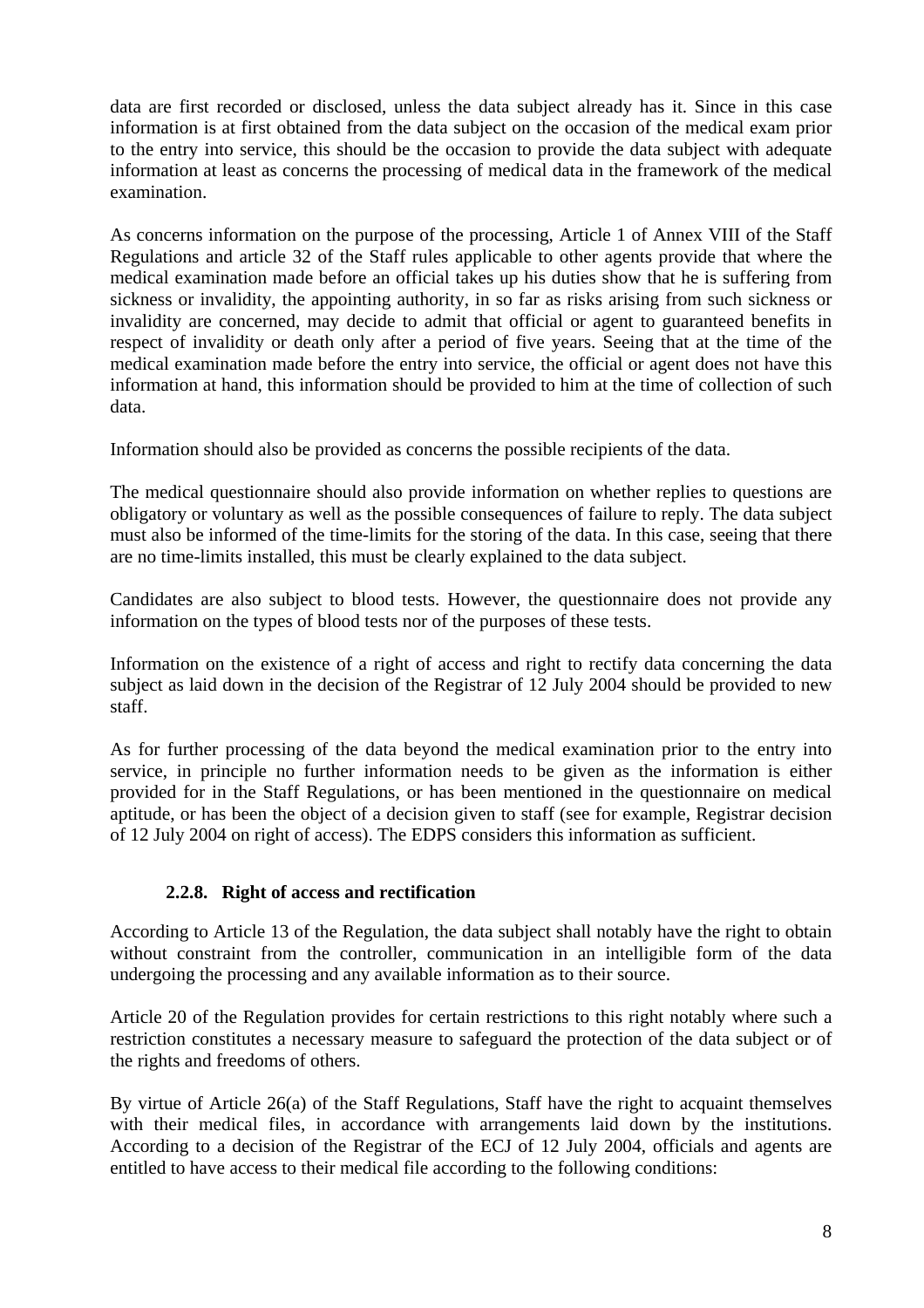data are first recorded or disclosed, unless the data subject already has it. Since in this case information is at first obtained from the data subject on the occasion of the medical exam prior to the entry into service, this should be the occasion to provide the data subject with adequate information at least as concerns the processing of medical data in the framework of the medical examination.

As concerns information on the purpose of the processing, Article 1 of Annex VIII of the Staff Regulations and article 32 of the Staff rules applicable to other agents provide that where the medical examination made before an official takes up his duties show that he is suffering from sickness or invalidity, the appointing authority, in so far as risks arising from such sickness or invalidity are concerned, may decide to admit that official or agent to guaranteed benefits in respect of invalidity or death only after a period of five years. Seeing that at the time of the medical examination made before the entry into service, the official or agent does not have this information at hand, this information should be provided to him at the time of collection of such data.

Information should also be provided as concerns the possible recipients of the data.

The medical questionnaire should also provide information on whether replies to questions are obligatory or voluntary as well as the possible consequences of failure to reply. The data subject must also be informed of the time-limits for the storing of the data. In this case, seeing that there are no time-limits installed, this must be clearly explained to the data subject.

Candidates are also subject to blood tests. However, the questionnaire does not provide any information on the types of blood tests nor of the purposes of these tests.

Information on the existence of a right of access and right to rectify data concerning the data subject as laid down in the decision of the Registrar of 12 July 2004 should be provided to new staff.

As for further processing of the data beyond the medical examination prior to the entry into service, in principle no further information needs to be given as the information is either provided for in the Staff Regulations, or has been mentioned in the questionnaire on medical aptitude, or has been the object of a decision given to staff (see for example, Registrar decision of 12 July 2004 on right of access). The EDPS considers this information as sufficient.

### 2.2.8. Right of access and rectification

According to Article 13 of the Regulation, the data subject shall notably have the right to obtain without constraint from the controller, communication in an intelligible form of the data undergoing the processing and any available information as to their source.

Article 20 of the Regulation provides for certain restrictions to this right notably where such a restriction constitutes a necessary measure to safeguard the protection of the data subject or of the rights and freedoms of others.

By virtue of Article 26(a) of the Staff Regulations, Staff have the right to acquaint themselves with their medical files, in accordance with arrangements laid down by the institutions. According to a decision of the Registrar of the ECJ of 12 July 2004, officials and agents are entitled to have access to their medical file according to the following conditions: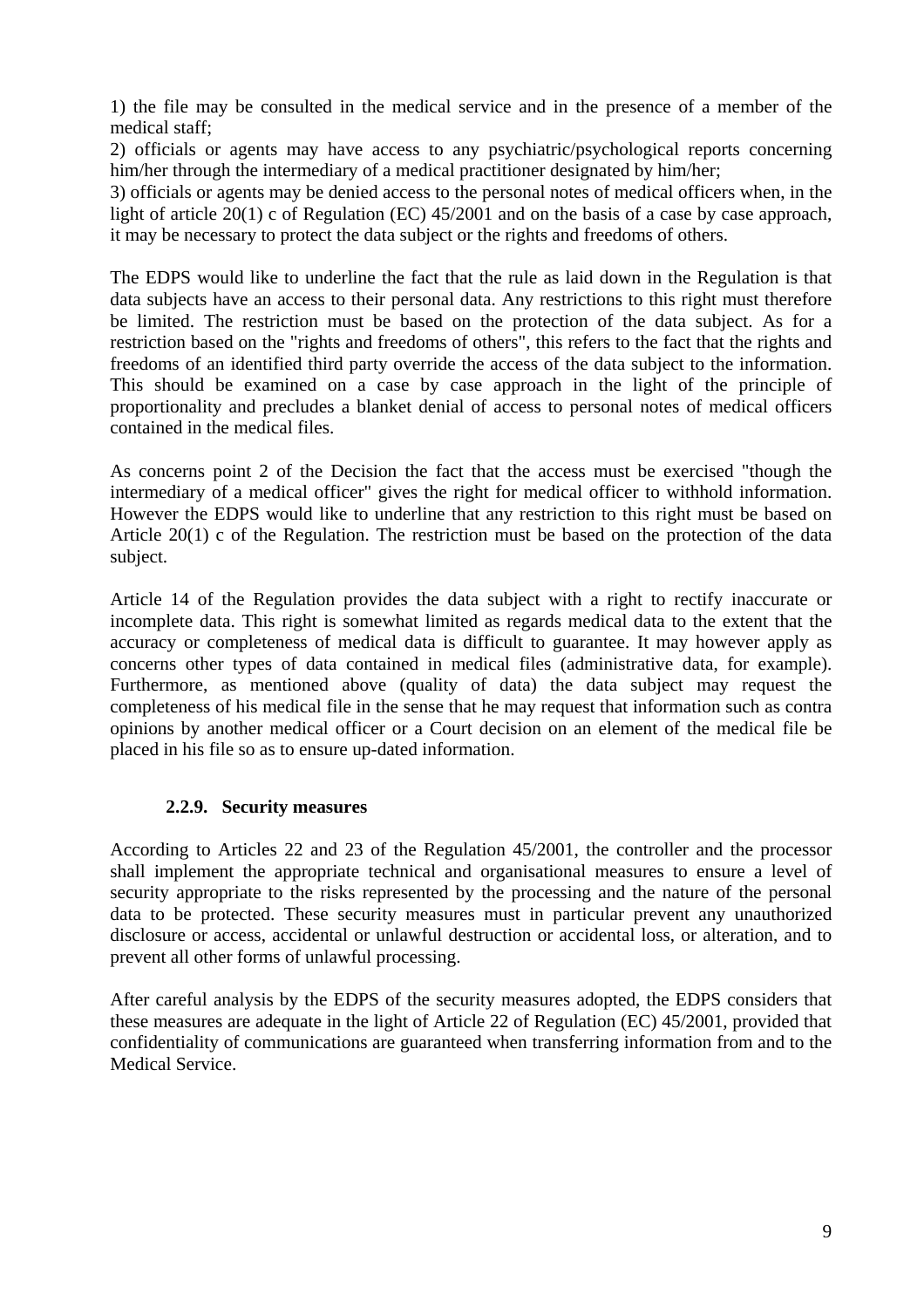1) the file may be consulted in the medical service and in the presence of a member of the medical staff;
2) officials or agents may have access to any psychiatric/psychological reports concerning him/her through the intermediary of a medical practitioner designated by him/her;
3) officials or agents may be denied access to the personal notes of medical officers when, in the light of article 20(1) c of Regulation (EC) 45/2001 and on the basis of a case by case approach, it may be necessary to protect the data subject or the rights and freedoms of others.

The EDPS would like to underline the fact that the rule as laid down in the Regulation is that data subjects have an access to their personal data. Any restrictions to this right must therefore be limited. The restriction must be based on the protection of the data subject. As for a restriction based on the "rights and freedoms of others", this refers to the fact that the rights and freedoms of an identified third party override the access of the data subject to the information. This should be examined on a case by case approach in the light of the principle of proportionality and precludes a blanket denial of access to personal notes of medical officers contained in the medical files.

As concerns point 2 of the Decision the fact that the access must be exercised "though the intermediary of a medical officer" gives the right for medical officer to withhold information. However the EDPS would like to underline that any restriction to this right must be based on Article 20(1) c of the Regulation. The restriction must be based on the protection of the data subject.

Article 14 of the Regulation provides the data subject with a right to rectify inaccurate or incomplete data. This right is somewhat limited as regards medical data to the extent that the accuracy or completeness of medical data is difficult to guarantee. It may however apply as concerns other types of data contained in medical files (administrative data, for example). Furthermore, as mentioned above (quality of data) the data subject may request the completeness of his medical file in the sense that he may request that information such as contra opinions by another medical officer or a Court decision on an element of the medical file be placed in his file so as to ensure up-dated information.

#### 2.2.9. Security measures

According to Articles 22 and 23 of the Regulation 45/2001, the controller and the processor shall implement the appropriate technical and organisational measures to ensure a level of security appropriate to the risks represented by the processing and the nature of the personal data to be protected. These security measures must in particular prevent any unauthorized disclosure or access, accidental or unlawful destruction or accidental loss, or alteration, and to prevent all other forms of unlawful processing.

After careful analysis by the EDPS of the security measures adopted, the EDPS considers that these measures are adequate in the light of Article 22 of Regulation (EC) 45/2001, provided that confidentiality of communications are guaranteed when transferring information from and to the Medical Service.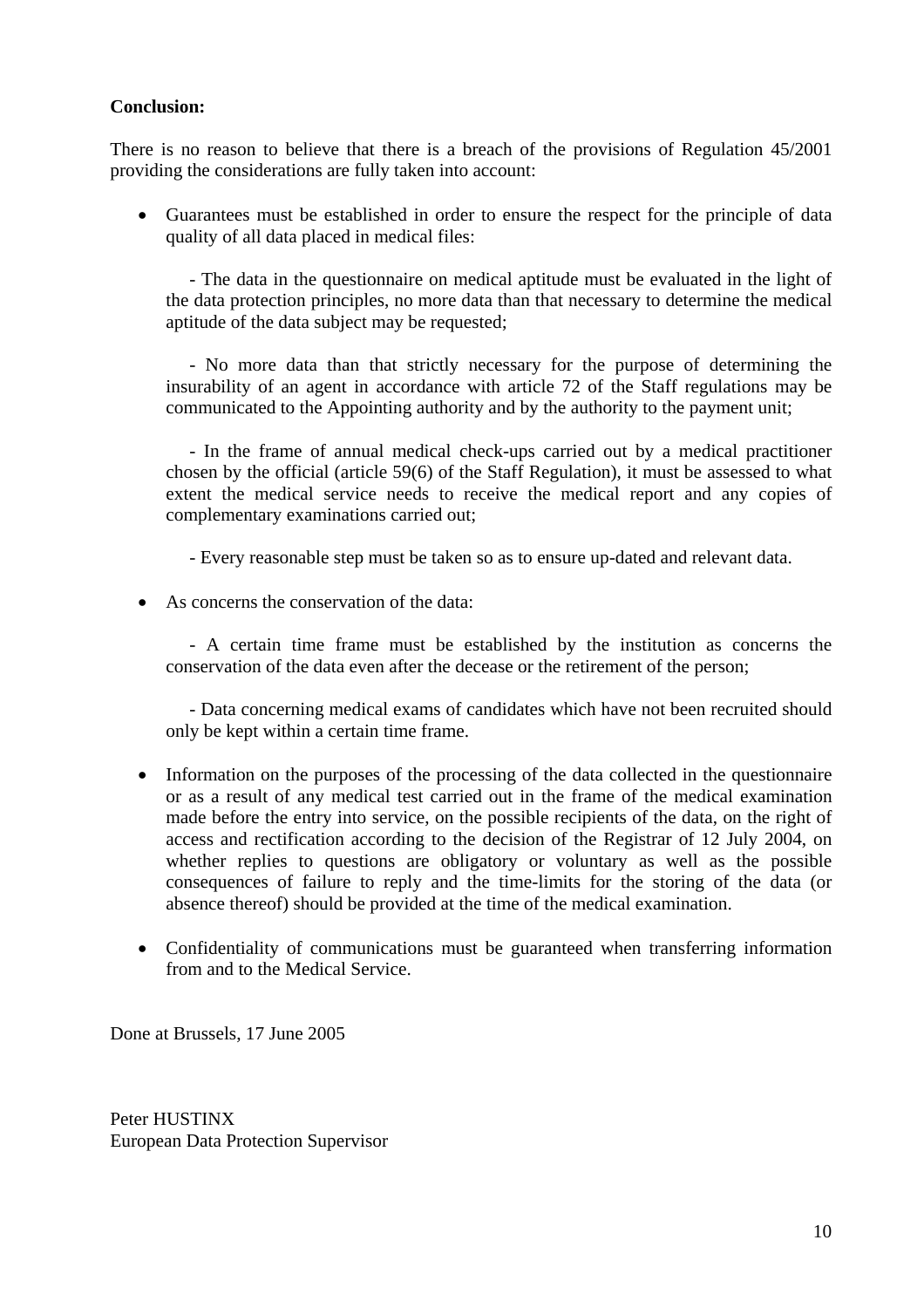**Conclusion:**

There is no reason to believe that there is a breach of the provisions of Regulation 45/2001 providing the considerations are fully taken into account:

- Guarantees must be established in order to ensure the respect for the principle of data quality of all data placed in medical files:

  - The data in the questionnaire on medical aptitude must be evaluated in the light of the data protection principles, no more data than that necessary to determine the medical aptitude of the data subject may be requested;

  - No more data than that strictly necessary for the purpose of determining the insurability of an agent in accordance with article 72 of the Staff regulations may be communicated to the Appointing authority and by the authority to the payment unit;

  - In the frame of annual medical check-ups carried out by a medical practitioner chosen by the official (article 59(6) of the Staff Regulation), it must be assessed to what extent the medical service needs to receive the medical report and any copies of complementary examinations carried out;

  - Every reasonable step must be taken so as to ensure up-dated and relevant data.

- As concerns the conservation of the data:

  - A certain time frame must be established by the institution as concerns the conservation of the data even after the decease or the retirement of the person;

  - Data concerning medical exams of candidates which have not been recruited should only be kept within a certain time frame.

- Information on the purposes of the processing of the data collected in the questionnaire or as a result of any medical test carried out in the frame of the medical examination made before the entry into service, on the possible recipients of the data, on the right of access and rectification according to the decision of the Registrar of 12 July 2004, on whether replies to questions are obligatory or voluntary as well as the possible consequences of failure to reply and the time-limits for the storing of the data (or absence thereof) should be provided at the time of the medical examination.

- Confidentiality of communications must be guaranteed when transferring information from and to the Medical Service.

Done at Brussels, 17 June 2005

Peter HUSTINX
European Data Protection Supervisor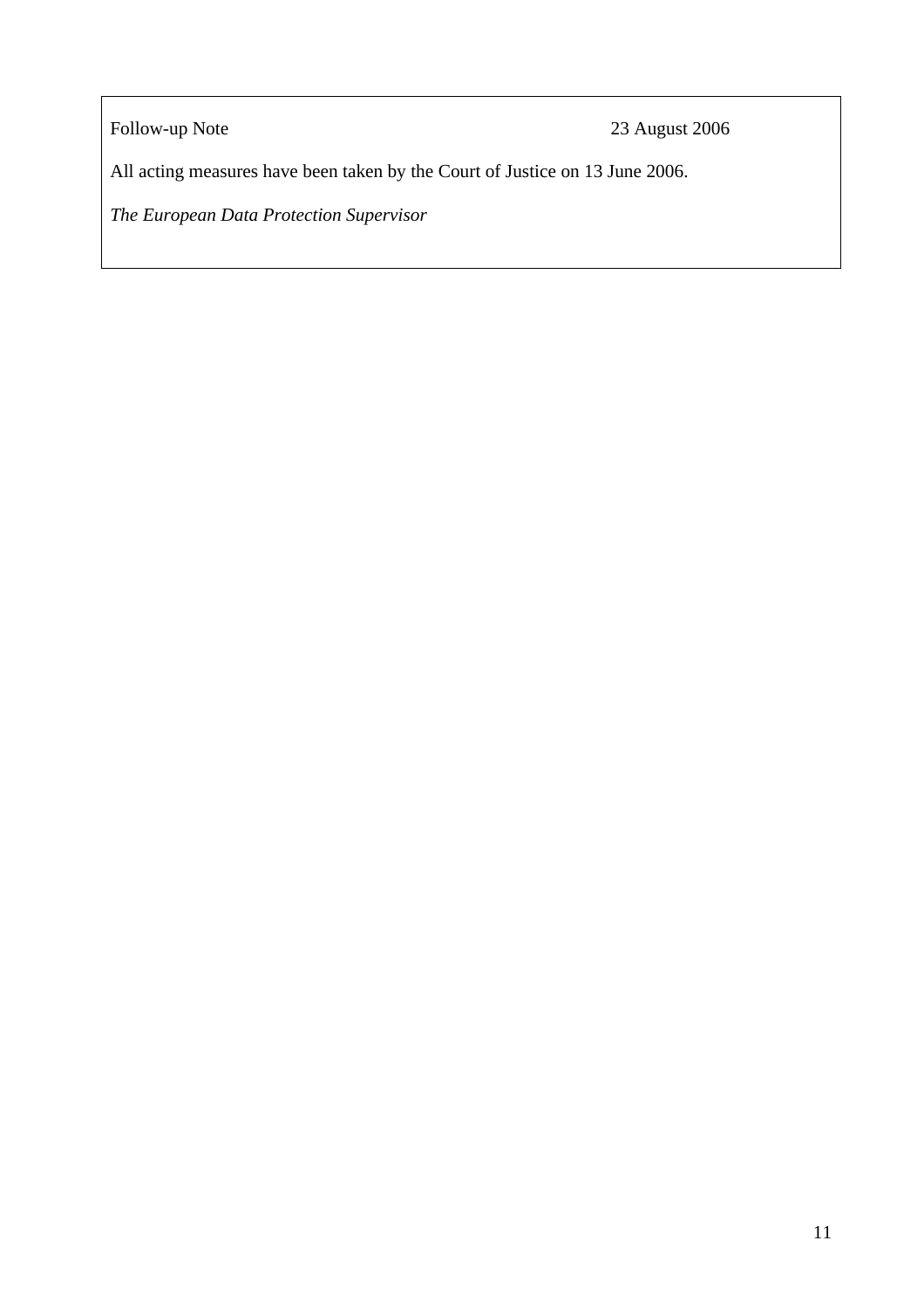Follow-up Note 23 August 2006

All acting measures have been taken by the Court of Justice on 13 June 2006.

*The European Data Protection Supervisor*